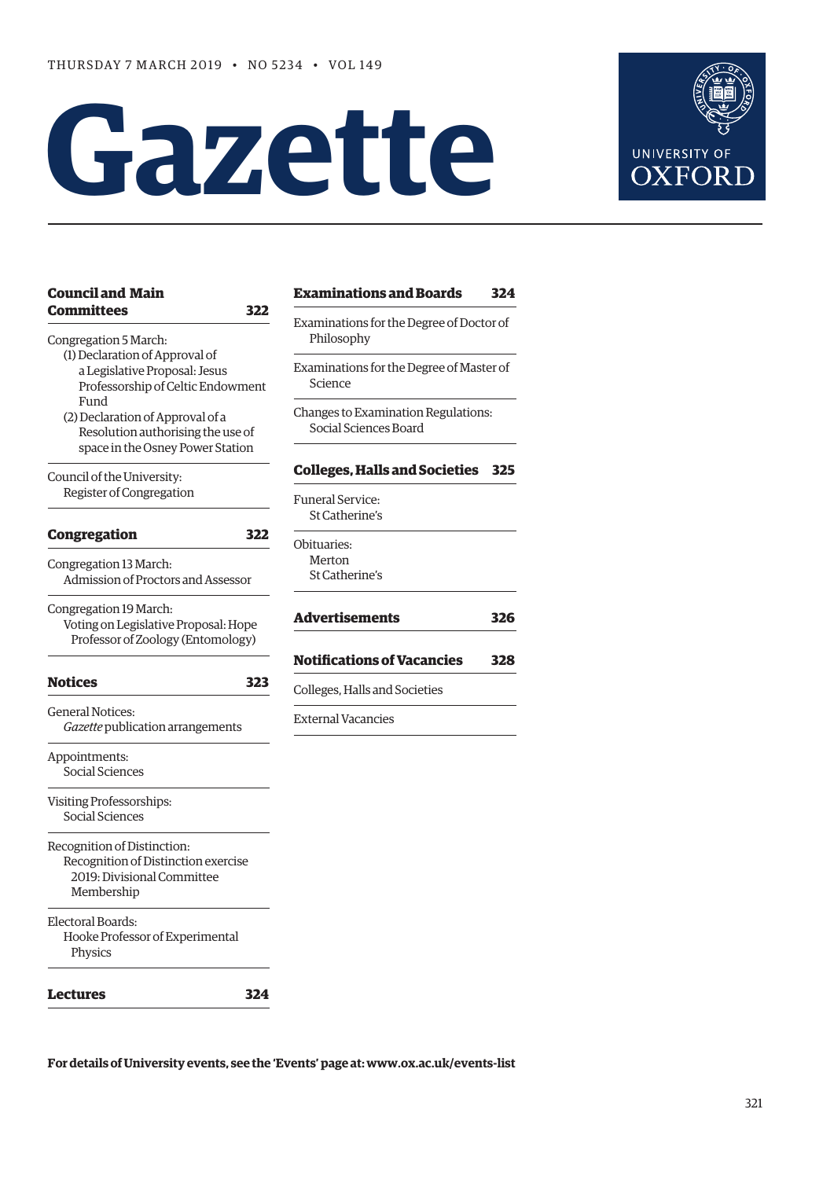THURSDAY 7 MARCH 2019 • NO 5234 • VOL 149

# Gazette

UNIVERSITY OF OXFORD

## Council and Main Committees 322

Congregation 5 March:
- (1) Declaration of Approval of a Legislative Proposal: Jesus Professorship of Celtic Endowment Fund
- (2) Declaration of Approval of a Resolution authorising the use of space in the Osney Power Station

Council of the University:
- Register of Congregation

## Congregation 322

Congregation 13 March:
- Admission of Proctors and Assessor

Congregation 19 March:
- Voting on Legislative Proposal: Hope Professor of Zoology (Entomology)

## Notices 323

General Notices:
- *Gazette* publication arrangements

Appointments:
- Social Sciences

Visiting Professorships:
- Social Sciences

Recognition of Distinction:
- Recognition of Distinction exercise 2019: Divisional Committee Membership

Electoral Boards:
- Hooke Professor of Experimental Physics

## Lectures 324

## Examinations and Boards 324

Examinations for the Degree of Doctor of Philosophy

Examinations for the Degree of Master of Science

Changes to Examination Regulations: Social Sciences Board

## Colleges, Halls and Societies 325

Funeral Service:
- St Catherine's

Obituaries:
- Merton
- St Catherine's

## Advertisements 326

## Notifications of Vacancies 328

Colleges, Halls and Societies

External Vacancies

**For details of University events, see the 'Events' page at: www.ox.ac.uk/events-list**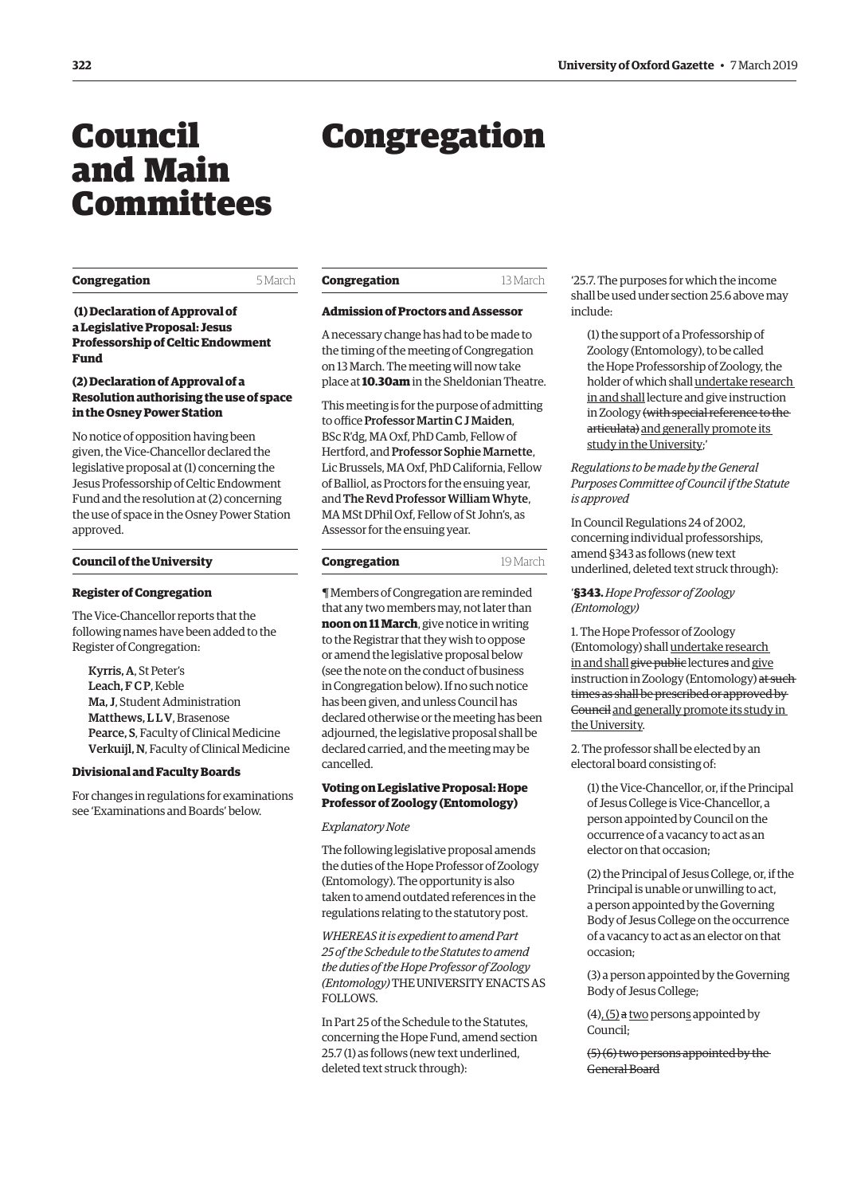# Council and Main Committees

**Congregation** 5 March

### (1) Declaration of Approval of a Legislative Proposal: Jesus Professorship of Celtic Endowment Fund

### (2) Declaration of Approval of a Resolution authorising the use of space in the Osney Power Station

No notice of opposition having been given, the Vice-Chancellor declared the legislative proposal at (1) concerning the Jesus Professorship of Celtic Endowment Fund and the resolution at (2) concerning the use of space in the Osney Power Station approved.

**Council of the University**

### Register of Congregation

The Vice-Chancellor reports that the following names have been added to the Register of Congregation:

Kyrris, A, St Peter's
Leach, F C P, Keble
Ma, J, Student Administration
Matthews, L L V, Brasenose
Pearce, S, Faculty of Clinical Medicine
Verkuijl, N, Faculty of Clinical Medicine

### Divisional and Faculty Boards

For changes in regulations for examinations see 'Examinations and Boards' below.

# Congregation

**Congregation** 13 March

### Admission of Proctors and Assessor

A necessary change has had to be made to the timing of the meeting of Congregation on 13 March. The meeting will now take place at **10.30am** in the Sheldonian Theatre.

This meeting is for the purpose of admitting to office **Professor Martin C J Maiden**, BSc R'dg, MA Oxf, PhD Camb, Fellow of Hertford, and **Professor Sophie Marnette**, Lic Brussels, MA Oxf, PhD California, Fellow of Balliol, as Proctors for the ensuing year, and **The Revd Professor William Whyte**, MA MSt DPhil Oxf, Fellow of St John's, as Assessor for the ensuing year.

**Congregation** 19 March

¶ Members of Congregation are reminded that any two members may, not later than **noon on 11 March**, give notice in writing to the Registrar that they wish to oppose or amend the legislative proposal below (see the note on the conduct of business in Congregation below). If no such notice has been given, and unless Council has declared otherwise or the meeting has been adjourned, the legislative proposal shall be declared carried, and the meeting may be cancelled.

### Voting on Legislative Proposal: Hope Professor of Zoology (Entomology)

*Explanatory Note*

The following legislative proposal amends the duties of the Hope Professor of Zoology (Entomology). The opportunity is also taken to amend outdated references in the regulations relating to the statutory post.

*WHEREAS it is expedient to amend Part 25 of the Schedule to the Statutes to amend the duties of the Hope Professor of Zoology (Entomology)* THE UNIVERSITY ENACTS AS FOLLOWS.

In Part 25 of the Schedule to the Statutes, concerning the Hope Fund, amend section 25.7 (1) as follows (new text underlined, deleted text struck through):

'25.7. The purposes for which the income shall be used under section 25.6 above may include:

(1) the support of a Professorship of Zoology (Entomology), to be called the Hope Professorship of Zoology, the holder of which shall <u>undertake research in and shall</u> lecture and give instruction in Zoology ~~(with special reference to the articulata)~~ <u>and generally promote its study in the University</u>;'

*Regulations to be made by the General Purposes Committee of Council if the Statute is approved*

In Council Regulations 24 of 2002, concerning individual professorships, amend §343 as follows (new text underlined, deleted text struck through):

'**§343.** *Hope Professor of Zoology (Entomology)*

1. The Hope Professor of Zoology (Entomology) shall <u>undertake research in and shall</u> ~~give public~~ lectures and <u>give</u> instruction in Zoology (Entomology) ~~at such times as shall be prescribed or approved by Council~~ <u>and generally promote its study in the University</u>.

2. The professor shall be elected by an electoral board consisting of:

(1) the Vice-Chancellor, or, if the Principal of Jesus College is Vice-Chancellor, a person appointed by Council on the occurrence of a vacancy to act as an elector on that occasion;

(2) the Principal of Jesus College, or, if the Principal is unable or unwilling to act, a person appointed by the Governing Body of Jesus College on the occurrence of a vacancy to act as an elector on that occasion;

(3) a person appointed by the Governing Body of Jesus College;

(4)<u>, (5)</u> ~~a~~ <u>two</u> person<u>s</u> appointed by Council;

~~(5) (6) two persons appointed by the General Board~~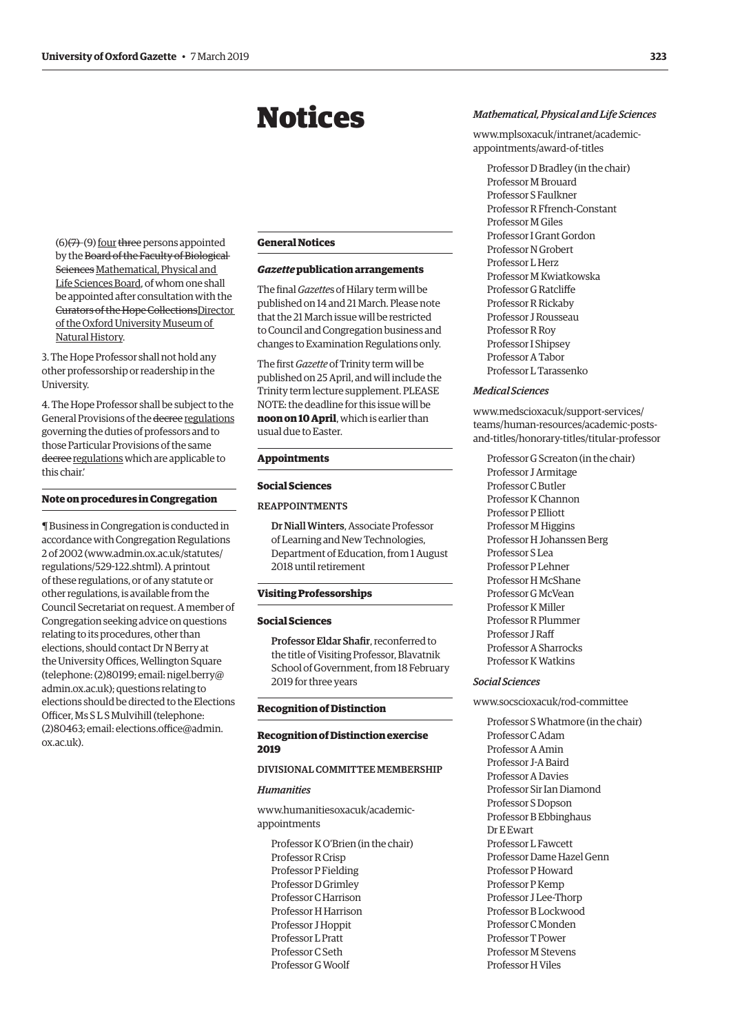# Notices

(6)~~(7)~~ (9) <u>four</u> ~~three~~ persons appointed by the ~~Board of the Faculty of Biological Sciences~~ <u>Mathematical, Physical and Life Sciences Board</u>, of whom one shall be appointed after consultation with the ~~Curators of the Hope Collections~~<u>Director of the Oxford University Museum of Natural History</u>.

3. The Hope Professor shall not hold any other professorship or readership in the University.

4. The Hope Professor shall be subject to the General Provisions of the ~~decree~~ <u>regulations</u> governing the duties of professors and to those Particular Provisions of the same ~~decree~~ <u>regulations</u> which are applicable to this chair.'

### Note on procedures in Congregation

¶ Business in Congregation is conducted in accordance with Congregation Regulations 2 of 2002 (www.admin.ox.ac.uk/statutes/regulations/529-122.shtml). A printout of these regulations, or of any statute or other regulations, is available from the Council Secretariat on request. A member of Congregation seeking advice on questions relating to its procedures, other than elections, should contact Dr N Berry at the University Offices, Wellington Square (telephone: (2)80199; email: nigel.berry@admin.ox.ac.uk); questions relating to elections should be directed to the Elections Officer, Ms S L S Mulvihill (telephone: (2)80463; email: elections.office@admin.ox.ac.uk).

## General Notices

### *Gazette* publication arrangements

The final *Gazette*s of Hilary term will be published on 14 and 21 March. Please note that the 21 March issue will be restricted to Council and Congregation business and changes to Examination Regulations only.

The first *Gazette* of Trinity term will be published on 25 April, and will include the Trinity term lecture supplement. PLEASE NOTE: the deadline for this issue will be **noon on 10 April**, which is earlier than usual due to Easter.

## Appointments

### Social Sciences

REAPPOINTMENTS

**Dr Niall Winters**, Associate Professor of Learning and New Technologies, Department of Education, from 1 August 2018 until retirement

## Visiting Professorships

### Social Sciences

**Professor Eldar Shafir**, reconferred to the title of Visiting Professor, Blavatnik School of Government, from 18 February 2019 for three years

## Recognition of Distinction

### Recognition of Distinction exercise 2019

DIVISIONAL COMMITTEE MEMBERSHIP

*Humanities*

www.humanitiesoxacuk/academic-appointments

Professor K O'Brien (in the chair)
Professor R Crisp
Professor P Fielding
Professor D Grimley
Professor C Harrison
Professor H Harrison
Professor J Hoppit
Professor L Pratt
Professor C Seth
Professor G Woolf

*Mathematical, Physical and Life Sciences*

www.mplsoxacuk/intranet/academic-appointments/award-of-titles

Professor D Bradley (in the chair)
Professor M Brouard
Professor S Faulkner
Professor R Ffrench-Constant
Professor M Giles
Professor I Grant Gordon
Professor N Grobert
Professor L Herz
Professor M Kwiatkowska
Professor G Ratcliffe
Professor R Rickaby
Professor J Rousseau
Professor R Roy
Professor I Shipsey
Professor A Tabor
Professor L Tarassenko

*Medical Sciences*

www.medscioxacuk/support-services/teams/human-resources/academic-posts-and-titles/honorary-titles/titular-professor

Professor G Screaton (in the chair)
Professor J Armitage
Professor C Butler
Professor K Channon
Professor P Elliott
Professor M Higgins
Professor H Johanssen Berg
Professor S Lea
Professor P Lehner
Professor H McShane
Professor G McVean
Professor K Miller
Professor R Plummer
Professor J Raff
Professor A Sharrocks
Professor K Watkins

*Social Sciences*

www.socscioxacuk/rod-committee

Professor S Whatmore (in the chair)
Professor C Adam
Professor A Amin
Professor J-A Baird
Professor A Davies
Professor Sir Ian Diamond
Professor S Dopson
Professor B Ebbinghaus
Dr E Ewart
Professor L Fawcett
Professor Dame Hazel Genn
Professor P Howard
Professor P Kemp
Professor J Lee-Thorp
Professor B Lockwood
Professor C Monden
Professor T Power
Professor M Stevens
Professor H Viles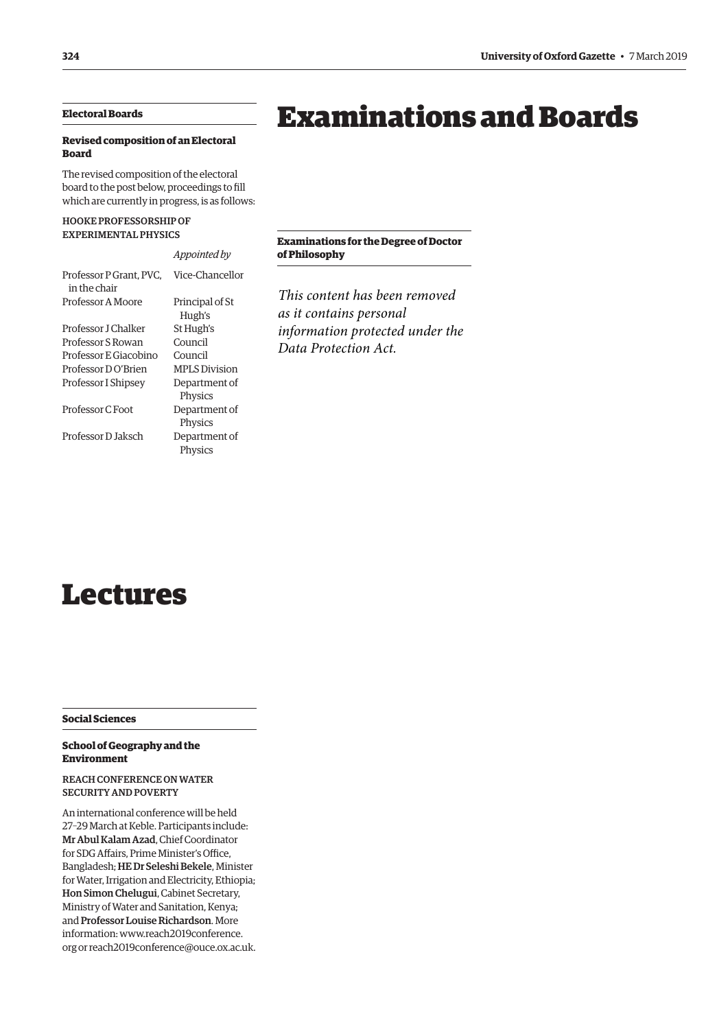## Electoral Boards

### Revised composition of an Electoral Board

The revised composition of the electoral board to the post below, proceedings to fill which are currently in progress, is as follows:

HOOKE PROFESSORSHIP OF EXPERIMENTAL PHYSICS

| | *Appointed by* |
|---|---|
| Professor P Grant, PVC, in the chair | Vice-Chancellor |
| Professor A Moore | Principal of St Hugh's |
| Professor J Chalker | St Hugh's |
| Professor S Rowan | Council |
| Professor E Giacobino | Council |
| Professor D O'Brien | MPLS Division |
| Professor I Shipsey | Department of Physics |
| Professor C Foot | Department of Physics |
| Professor D Jaksch | Department of Physics |

# Examinations and Boards

## Examinations for the Degree of Doctor of Philosophy

*This content has been removed as it contains personal information protected under the Data Protection Act.*

# Lectures

## Social Sciences

### School of Geography and the Environment

REACH CONFERENCE ON WATER SECURITY AND POVERTY

An international conference will be held 27–29 March at Keble. Participants include: **Mr Abul Kalam Azad**, Chief Coordinator for SDG Affairs, Prime Minister's Office, Bangladesh; **HE Dr Seleshi Bekele**, Minister for Water, Irrigation and Electricity, Ethiopia; **Hon Simon Chelugui**, Cabinet Secretary, Ministry of Water and Sanitation, Kenya; and **Professor Louise Richardson**. More information: www.reach2019conference.org or reach2019conference@ouce.ox.ac.uk.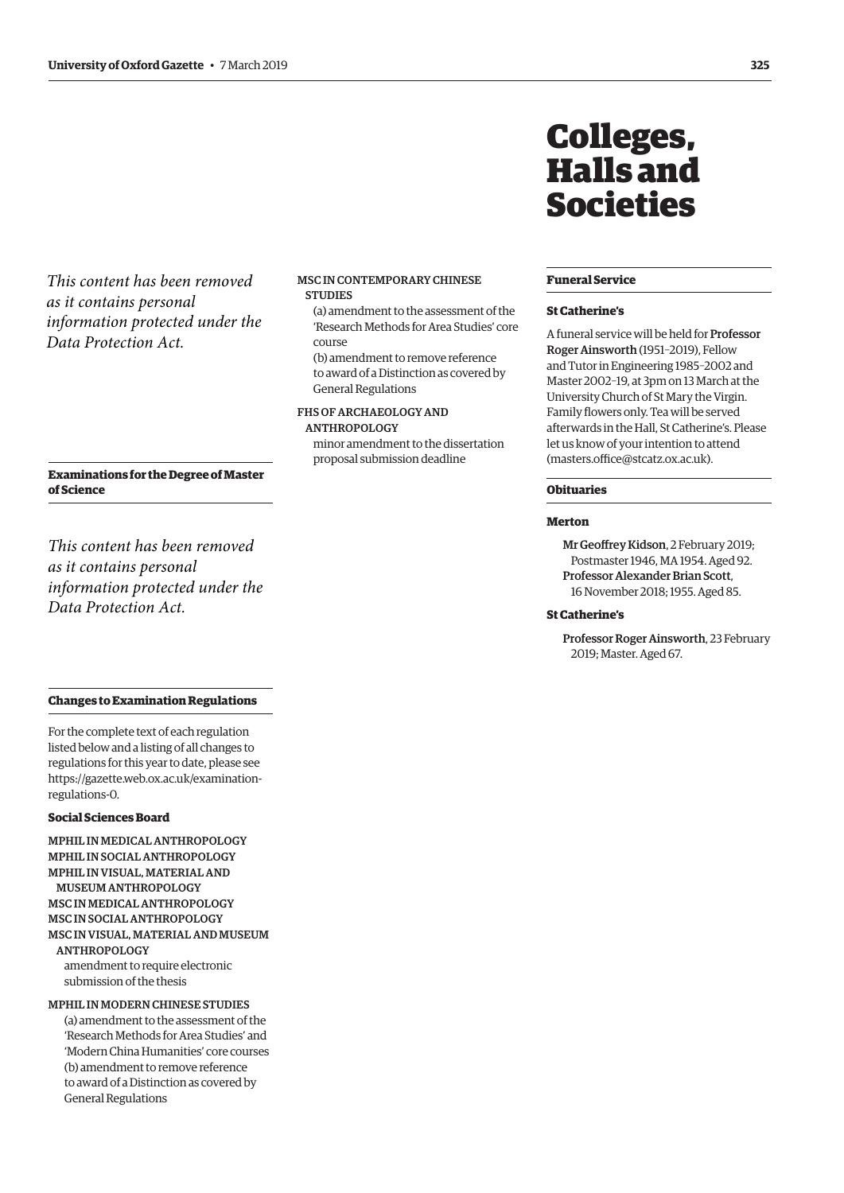*This content has been removed as it contains personal information protected under the Data Protection Act.*

## Examinations for the Degree of Master of Science

*This content has been removed as it contains personal information protected under the Data Protection Act.*

## Changes to Examination Regulations

For the complete text of each regulation listed below and a listing of all changes to regulations for this year to date, please see https://gazette.web.ox.ac.uk/examination-regulations-0.

### Social Sciences Board

MPHIL IN MEDICAL ANTHROPOLOGY
MPHIL IN SOCIAL ANTHROPOLOGY
MPHIL IN VISUAL, MATERIAL AND MUSEUM ANTHROPOLOGY
MSC IN MEDICAL ANTHROPOLOGY
MSC IN SOCIAL ANTHROPOLOGY
MSC IN VISUAL, MATERIAL AND MUSEUM ANTHROPOLOGY

amendment to require electronic submission of the thesis

MPHIL IN MODERN CHINESE STUDIES

(a) amendment to the assessment of the 'Research Methods for Area Studies' and 'Modern China Humanities' core courses
(b) amendment to remove reference to award of a Distinction as covered by General Regulations

MSC IN CONTEMPORARY CHINESE STUDIES

(a) amendment to the assessment of the 'Research Methods for Area Studies' core course
(b) amendment to remove reference to award of a Distinction as covered by General Regulations

FHS OF ARCHAEOLOGY AND ANTHROPOLOGY

minor amendment to the dissertation proposal submission deadline

# Colleges, Halls and Societies

## Funeral Service

### St Catherine's

A funeral service will be held for **Professor Roger Ainsworth** (1951–2019), Fellow and Tutor in Engineering 1985–2002 and Master 2002–19, at 3pm on 13 March at the University Church of St Mary the Virgin. Family flowers only. Tea will be served afterwards in the Hall, St Catherine's. Please let us know of your intention to attend (masters.office@stcatz.ox.ac.uk).

## Obituaries

### Merton

**Mr Geoffrey Kidson**, 2 February 2019; Postmaster 1946, MA 1954. Aged 92.
**Professor Alexander Brian Scott**, 16 November 2018; 1955. Aged 85.

### St Catherine's

**Professor Roger Ainsworth**, 23 February 2019; Master. Aged 67.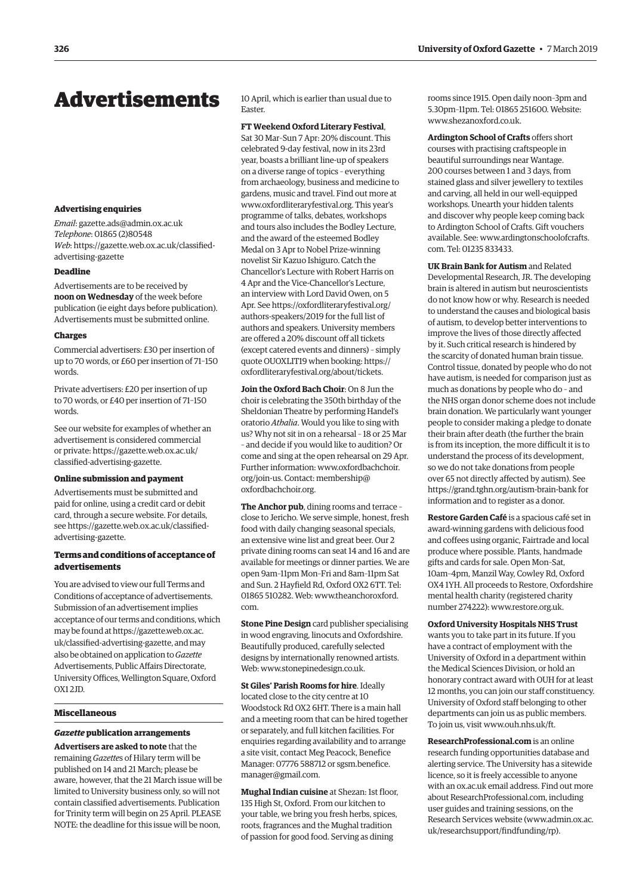# Advertisements

**Advertising enquiries**

*Email*: gazette.ads@admin.ox.ac.uk
*Telephone*: 01865 (2)80548
*Web*: https://gazette.web.ox.ac.uk/classified-advertising-gazette

**Deadline**

Advertisements are to be received by **noon on Wednesday** of the week before publication (ie eight days before publication). Advertisements must be submitted online.

**Charges**

Commercial advertisers: £30 per insertion of up to 70 words, or £60 per insertion of 71–150 words.

Private advertisers: £20 per insertion of up to 70 words, or £40 per insertion of 71–150 words.

See our website for examples of whether an advertisement is considered commercial or private: https://gazette.web.ox.ac.uk/classified-advertising-gazette.

**Online submission and payment**

Advertisements must be submitted and paid for online, using a credit card or debit card, through a secure website. For details, see https://gazette.web.ox.ac.uk/classified-advertising-gazette.

**Terms and conditions of acceptance of advertisements**

You are advised to view our full Terms and Conditions of acceptance of advertisements. Submission of an advertisement implies acceptance of our terms and conditions, which may be found at https://gazette.web.ox.ac.uk/classified-advertising-gazette, and may also be obtained on application to *Gazette* Advertisements, Public Affairs Directorate, University Offices, Wellington Square, Oxford OX1 2JD.

## Miscellaneous

### *Gazette* publication arrangements

**Advertisers are asked to note** that the remaining *Gazette*s of Hilary term will be published on 14 and 21 March; please be aware, however, that the 21 March issue will be limited to University business only, so will not contain classified advertisements. Publication for Trinity term will begin on 25 April. PLEASE NOTE: the deadline for this issue will be noon, 10 April, which is earlier than usual due to Easter.

**FT Weekend Oxford Literary Festival**, Sat 30 Mar–Sun 7 Apr: 20% discount. This celebrated 9-day festival, now in its 23rd year, boasts a brilliant line-up of speakers on a diverse range of topics – everything from archaeology, business and medicine to gardens, music and travel. Find out more at www.oxfordliteraryfestival.org. This year's programme of talks, debates, workshops and tours also includes the Bodley Lecture, and the award of the esteemed Bodley Medal on 3 Apr to Nobel Prize-winning novelist Sir Kazuo Ishiguro. Catch the Chancellor's Lecture with Robert Harris on 4 Apr and the Vice-Chancellor's Lecture, an interview with Lord David Owen, on 5 Apr. See https://oxfordliteraryfestival.org/authors-speakers/2019 for the full list of authors and speakers. University members are offered a 20% discount off all tickets (except catered events and dinners) – simply quote OUOXLIT19 when booking: https://oxfordliteraryfestival.org/about/tickets.

**Join the Oxford Bach Choir**: On 8 Jun the choir is celebrating the 350th birthday of the Sheldonian Theatre by performing Handel's oratorio *Athalia*. Would you like to sing with us? Why not sit in on a rehearsal – 18 or 25 Mar – and decide if you would like to audition? Or come and sing at the open rehearsal on 29 Apr. Further information: www.oxfordbachchoir.org/join-us. Contact: membership@oxfordbachchoir.org.

**The Anchor pub**, dining rooms and terrace – close to Jericho. We serve simple, honest, fresh food with daily changing seasonal specials, an extensive wine list and great beer. Our 2 private dining rooms can seat 14 and 16 and are available for meetings or dinner parties. We are open 9am–11pm Mon–Fri and 8am–11pm Sat and Sun. 2 Hayfield Rd, Oxford OX2 6TT. Tel: 01865 510282. Web: www.theanchoroxford.com.

**Stone Pine Design** card publisher specialising in wood engraving, linocuts and Oxfordshire. Beautifully produced, carefully selected designs by internationally renowned artists. Web: www.stonepinedesign.co.uk.

**St Giles' Parish Rooms for hire**. Ideally located close to the city centre at 10 Woodstock Rd OX2 6HT. There is a main hall and a meeting room that can be hired together or separately, and full kitchen facilities. For enquiries regarding availability and to arrange a site visit, contact Meg Peacock, Benefice Manager: 07776 588712 or sgsm.benefice.manager@gmail.com.

**Mughal Indian cuisine** at Shezan: 1st floor, 135 High St, Oxford. From our kitchen to your table, we bring you fresh herbs, spices, roots, fragrances and the Mughal tradition of passion for good food. Serving as dining rooms since 1915. Open daily noon–3pm and 5.30pm–11pm. Tel: 01865 251600. Website: www.shezanoxford.co.uk.

**Ardington School of Crafts** offers short courses with practising craftspeople in beautiful surroundings near Wantage. 200 courses between 1 and 3 days, from stained glass and silver jewellery to textiles and carving, all held in our well-equipped workshops. Unearth your hidden talents and discover why people keep coming back to Ardington School of Crafts. Gift vouchers available. See: www.ardingtonschoolofcrafts.com. Tel: 01235 833433.

**UK Brain Bank for Autism** and Related Developmental Research, JR. The developing brain is altered in autism but neuroscientists do not know how or why. Research is needed to understand the causes and biological basis of autism, to develop better interventions to improve the lives of those directly affected by it. Such critical research is hindered by the scarcity of donated human brain tissue. Control tissue, donated by people who do not have autism, is needed for comparison just as much as donations by people who do – and the NHS organ donor scheme does not include brain donation. We particularly want younger people to consider making a pledge to donate their brain after death (the further the brain is from its inception, the more difficult it is to understand the process of its development, so we do not take donations from people over 65 not directly affected by autism). See https://grand.tghn.org/autism-brain-bank for information and to register as a donor.

**Restore Garden Café** is a spacious café set in award-winning gardens with delicious food and coffees using organic, Fairtrade and local produce where possible. Plants, handmade gifts and cards for sale. Open Mon–Sat, 10am–4pm, Manzil Way, Cowley Rd, Oxford OX4 1YH. All proceeds to Restore, Oxfordshire mental health charity (registered charity number 274222): www.restore.org.uk.

**Oxford University Hospitals NHS Trust** wants you to take part in its future. If you have a contract of employment with the University of Oxford in a department within the Medical Sciences Division, or hold an honorary contract award with OUH for at least 12 months, you can join our staff constituency. University of Oxford staff belonging to other departments can join us as public members. To join us, visit www.ouh.nhs.uk/ft.

**ResearchProfessional.com** is an online research funding opportunities database and alerting service. The University has a sitewide licence, so it is freely accessible to anyone with an ox.ac.uk email address. Find out more about ResearchProfessional.com, including user guides and training sessions, on the Research Services website (www.admin.ox.ac.uk/researchsupport/findfunding/rp).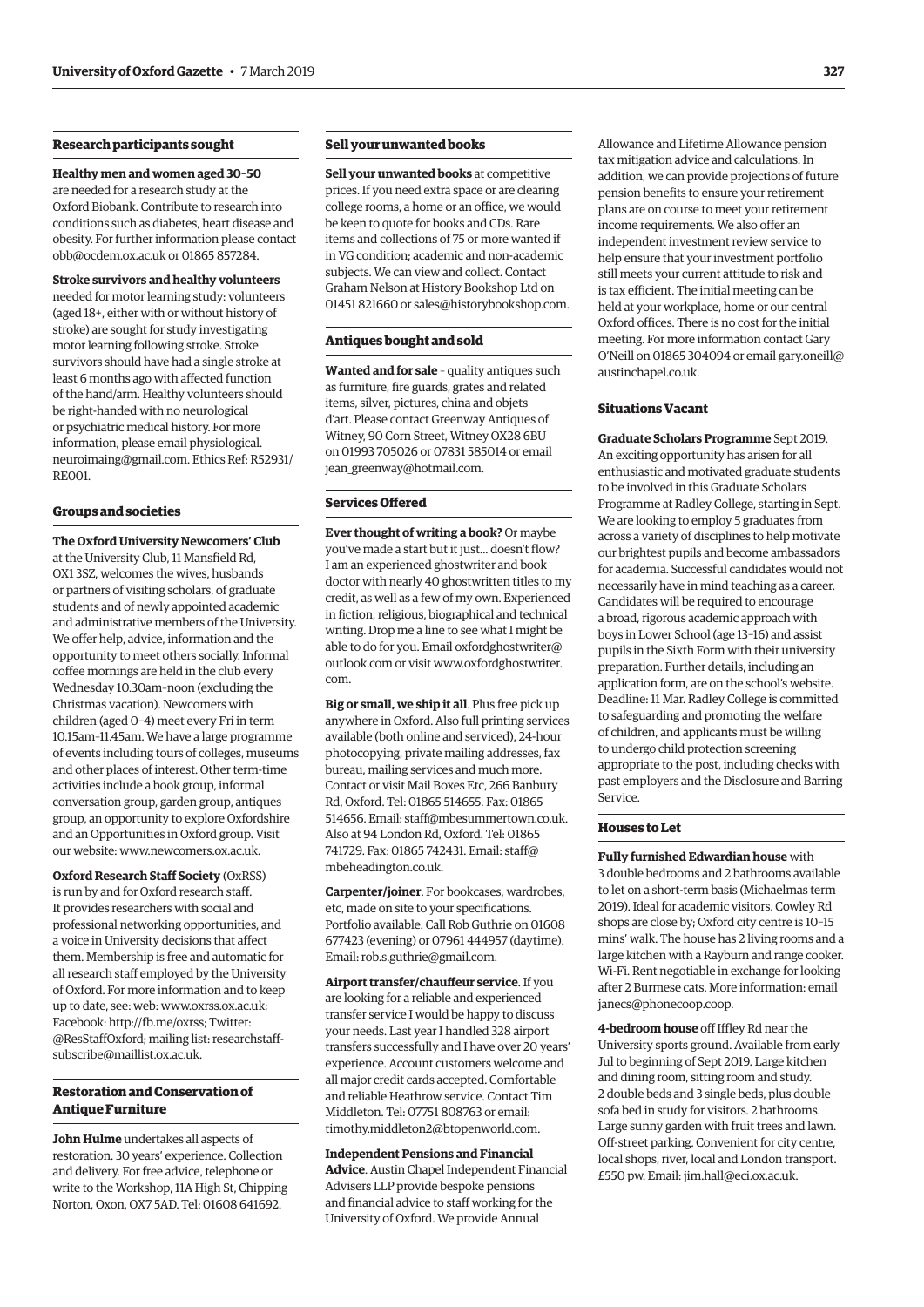### Research participants sought

**Healthy men and women aged 30–50** are needed for a research study at the Oxford Biobank. Contribute to research into conditions such as diabetes, heart disease and obesity. For further information please contact obb@ocdem.ox.ac.uk or 01865 857284.

**Stroke survivors and healthy volunteers** needed for motor learning study: volunteers (aged 18+, either with or without history of stroke) are sought for study investigating motor learning following stroke. Stroke survivors should have had a single stroke at least 6 months ago with affected function of the hand/arm. Healthy volunteers should be right-handed with no neurological or psychiatric medical history. For more information, please email physiological.neuroimaing@gmail.com. Ethics Ref: R52931/RE001.

### Groups and societies

**The Oxford University Newcomers' Club** at the University Club, 11 Mansfield Rd, OX1 3SZ, welcomes the wives, husbands or partners of visiting scholars, of graduate students and of newly appointed academic and administrative members of the University. We offer help, advice, information and the opportunity to meet others socially. Informal coffee mornings are held in the club every Wednesday 10.30am–noon (excluding the Christmas vacation). Newcomers with children (aged 0–4) meet every Fri in term 10.15am–11.45am. We have a large programme of events including tours of colleges, museums and other places of interest. Other term-time activities include a book group, informal conversation group, garden group, antiques group, an opportunity to explore Oxfordshire and an Opportunities in Oxford group. Visit our website: www.newcomers.ox.ac.uk.

**Oxford Research Staff Society** (OxRSS) is run by and for Oxford research staff. It provides researchers with social and professional networking opportunities, and a voice in University decisions that affect them. Membership is free and automatic for all research staff employed by the University of Oxford. For more information and to keep up to date, see: web: www.oxrss.ox.ac.uk; Facebook: http://fb.me/oxrss; Twitter: @ResStaffOxford; mailing list: researchstaff-subscribe@maillist.ox.ac.uk.

### Restoration and Conservation of Antique Furniture

**John Hulme** undertakes all aspects of restoration. 30 years' experience. Collection and delivery. For free advice, telephone or write to the Workshop, 11A High St, Chipping Norton, Oxon, OX7 5AD. Tel: 01608 641692.

### Sell your unwanted books

**Sell your unwanted books** at competitive prices. If you need extra space or are clearing college rooms, a home or an office, we would be keen to quote for books and CDs. Rare items and collections of 75 or more wanted if in VG condition; academic and non-academic subjects. We can view and collect. Contact Graham Nelson at History Bookshop Ltd on 01451 821660 or sales@historybookshop.com.

### Antiques bought and sold

**Wanted and for sale** – quality antiques such as furniture, fire guards, grates and related items, silver, pictures, china and objets d'art. Please contact Greenway Antiques of Witney, 90 Corn Street, Witney OX28 6BU on 01993 705026 or 07831 585014 or email jean_greenway@hotmail.com.

### Services Offered

**Ever thought of writing a book?** Or maybe you've made a start but it just... doesn't flow? I am an experienced ghostwriter and book doctor with nearly 40 ghostwritten titles to my credit, as well as a few of my own. Experienced in fiction, religious, biographical and technical writing. Drop me a line to see what I might be able to do for you. Email oxfordghostwriter@outlook.com or visit www.oxfordghostwriter.com.

**Big or small, we ship it all**. Plus free pick up anywhere in Oxford. Also full printing services available (both online and serviced), 24-hour photocopying, private mailing addresses, fax bureau, mailing services and much more. Contact or visit Mail Boxes Etc, 266 Banbury Rd, Oxford. Tel: 01865 514655. Fax: 01865 514656. Email: staff@mbesummertown.co.uk. Also at 94 London Rd, Oxford. Tel: 01865 741729. Fax: 01865 742431. Email: staff@mbeheadington.co.uk.

**Carpenter/joiner**. For bookcases, wardrobes, etc, made on site to your specifications. Portfolio available. Call Rob Guthrie on 01608 677423 (evening) or 07961 444957 (daytime). Email: rob.s.guthrie@gmail.com.

**Airport transfer/chauffeur service**. If you are looking for a reliable and experienced transfer service I would be happy to discuss your needs. Last year I handled 328 airport transfers successfully and I have over 20 years' experience. Account customers welcome and all major credit cards accepted. Comfortable and reliable Heathrow service. Contact Tim Middleton. Tel: 07751 808763 or email: timothy.middleton2@btopenworld.com.

**Independent Pensions and Financial Advice**. Austin Chapel Independent Financial Advisers LLP provide bespoke pensions and financial advice to staff working for the University of Oxford. We provide Annual Allowance and Lifetime Allowance pension tax mitigation advice and calculations. In addition, we can provide projections of future pension benefits to ensure your retirement plans are on course to meet your retirement income requirements. We also offer an independent investment review service to help ensure that your investment portfolio still meets your current attitude to risk and is tax efficient. The initial meeting can be held at your workplace, home or our central Oxford offices. There is no cost for the initial meeting. For more information contact Gary O'Neill on 01865 304094 or email gary.oneill@austinchapel.co.uk.

### Situations Vacant

**Graduate Scholars Programme** Sept 2019. An exciting opportunity has arisen for all enthusiastic and motivated graduate students to be involved in this Graduate Scholars Programme at Radley College, starting in Sept. We are looking to employ 5 graduates from across a variety of disciplines to help motivate our brightest pupils and become ambassadors for academia. Successful candidates would not necessarily have in mind teaching as a career. Candidates will be required to encourage a broad, rigorous academic approach with boys in Lower School (age 13–16) and assist pupils in the Sixth Form with their university preparation. Further details, including an application form, are on the school's website. Deadline: 11 Mar. Radley College is committed to safeguarding and promoting the welfare of children, and applicants must be willing to undergo child protection screening appropriate to the post, including checks with past employers and the Disclosure and Barring Service.

### Houses to Let

**Fully furnished Edwardian house** with 3 double bedrooms and 2 bathrooms available to let on a short-term basis (Michaelmas term 2019). Ideal for academic visitors. Cowley Rd shops are close by; Oxford city centre is 10–15 mins' walk. The house has 2 living rooms and a large kitchen with a Rayburn and range cooker. Wi-Fi. Rent negotiable in exchange for looking after 2 Burmese cats. More information: email janecs@phonecoop.coop.

**4-bedroom house** off Iffley Rd near the University sports ground. Available from early Jul to beginning of Sept 2019. Large kitchen and dining room, sitting room and study. 2 double beds and 3 single beds, plus double sofa bed in study for visitors. 2 bathrooms. Large sunny garden with fruit trees and lawn. Off-street parking. Convenient for city centre, local shops, river, local and London transport. £550 pw. Email: jim.hall@eci.ox.ac.uk.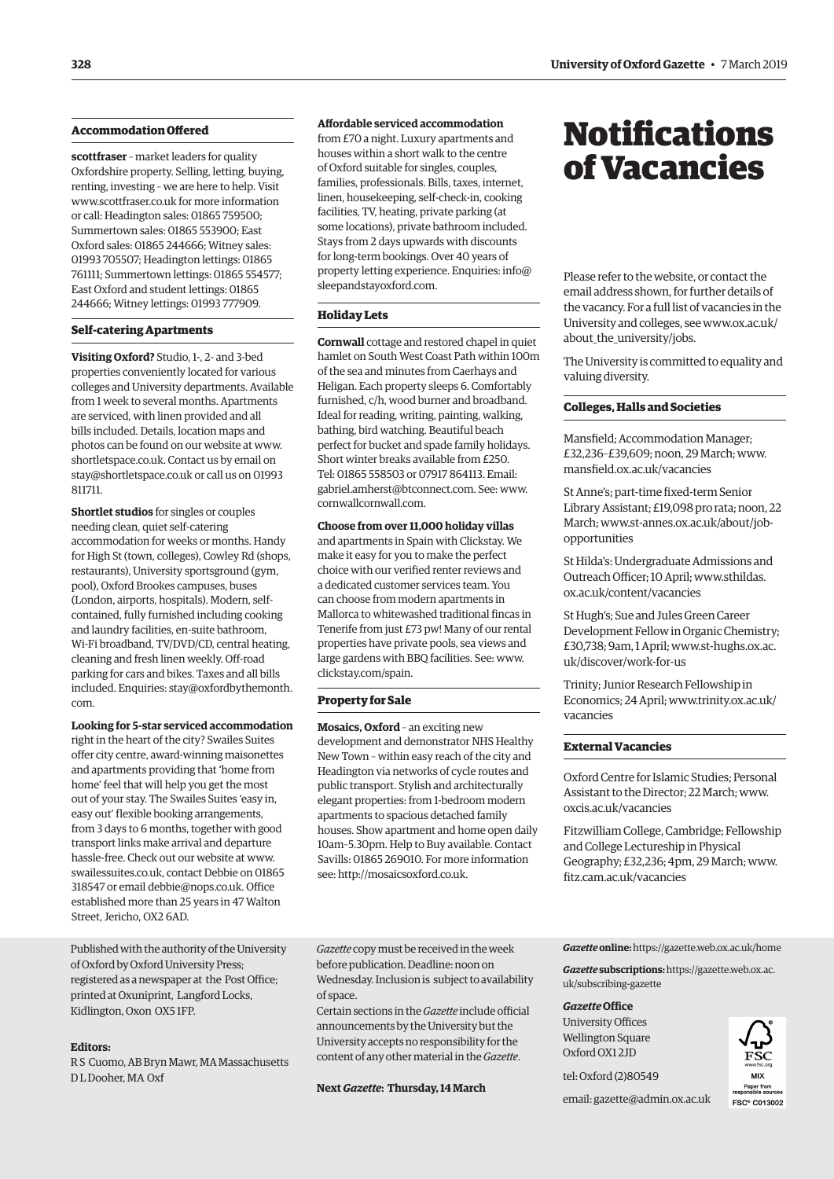## Accommodation Offered

**scottfraser** – market leaders for quality Oxfordshire property. Selling, letting, buying, renting, investing – we are here to help. Visit www.scottfraser.co.uk for more information or call: Headington sales: 01865 759500; Summertown sales: 01865 553900; East Oxford sales: 01865 244666; Witney sales: 01993 705507; Headington lettings: 01865 761111; Summertown lettings: 01865 554577; East Oxford and student lettings: 01865 244666; Witney lettings: 01993 777909.

## Self-catering Apartments

**Visiting Oxford?** Studio, 1-, 2- and 3-bed properties conveniently located for various colleges and University departments. Available from 1 week to several months. Apartments are serviced, with linen provided and all bills included. Details, location maps and photos can be found on our website at www.shortletspace.co.uk. Contact us by email on stay@shortletspace.co.uk or call us on 01993 811711.

**Shortlet studios** for singles or couples needing clean, quiet self-catering accommodation for weeks or months. Handy for High St (town, colleges), Cowley Rd (shops, restaurants), University sportsground (gym, pool), Oxford Brookes campuses, buses (London, airports, hospitals). Modern, self-contained, fully furnished including cooking and laundry facilities, en-suite bathroom, Wi-Fi broadband, TV/DVD/CD, central heating, cleaning and fresh linen weekly. Off-road parking for cars and bikes. Taxes and all bills included. Enquiries: stay@oxfordbythemonth.com.

**Looking for 5-star serviced accommodation** right in the heart of the city? Swailes Suites offer city centre, award-winning maisonettes and apartments providing that 'home from home' feel that will help you get the most out of your stay. The Swailes Suites 'easy in, easy out' flexible booking arrangements, from 3 days to 6 months, together with good transport links make arrival and departure hassle-free. Check out our website at www.swailessuites.co.uk, contact Debbie on 01865 318547 or email debbie@nops.co.uk. Office established more than 25 years in 47 Walton Street, Jericho, OX2 6AD.

**Affordable serviced accommodation** from £70 a night. Luxury apartments and houses within a short walk to the centre of Oxford suitable for singles, couples, families, professionals. Bills, taxes, internet, linen, housekeeping, self-check-in, cooking facilities, TV, heating, private parking (at some locations), private bathroom included. Stays from 2 days upwards with discounts for long-term bookings. Over 40 years of property letting experience. Enquiries: info@sleepandstayoxford.com.

## Holiday Lets

**Cornwall** cottage and restored chapel in quiet hamlet on South West Coast Path within 100m of the sea and minutes from Caerhays and Heligan. Each property sleeps 6. Comfortably furnished, c/h, wood burner and broadband. Ideal for reading, writing, painting, walking, bathing, bird watching. Beautiful beach perfect for bucket and spade family holidays. Short winter breaks available from £250. Tel: 01865 558503 or 07917 864113. Email: gabriel.amherst@btconnect.com. See: www.cornwallcornwall.com.

**Choose from over 11,000 holiday villas** and apartments in Spain with Clickstay. We make it easy for you to make the perfect choice with our verified renter reviews and a dedicated customer services team. You can choose from modern apartments in Mallorca to whitewashed traditional fincas in Tenerife from just £73 pw! Many of our rental properties have private pools, sea views and large gardens with BBQ facilities. See: www.clickstay.com/spain.

## Property for Sale

**Mosaics, Oxford** – an exciting new development and demonstrator NHS Healthy New Town – within easy reach of the city and Headington via networks of cycle routes and public transport. Stylish and architecturally elegant properties: from 1-bedroom modern apartments to spacious detached family houses. Show apartment and home open daily 10am–5.30pm. Help to Buy available. Contact Savills: 01865 269010. For more information see: http://mosaicsoxford.co.uk.

# Notifications of Vacancies

Please refer to the website, or contact the email address shown, for further details of the vacancy. For a full list of vacancies in the University and colleges, see www.ox.ac.uk/about_the_university/jobs.

The University is committed to equality and valuing diversity.

## Colleges, Halls and Societies

Mansfield; Accommodation Manager; £32,236–£39,609; noon, 29 March; www.mansfield.ox.ac.uk/vacancies

St Anne's; part-time fixed-term Senior Library Assistant; £19,098 pro rata; noon, 22 March; www.st-annes.ox.ac.uk/about/job-opportunities

St Hilda's: Undergraduate Admissions and Outreach Officer; 10 April; www.sthildas.ox.ac.uk/content/vacancies

St Hugh's; Sue and Jules Green Career Development Fellow in Organic Chemistry; £30,738; 9am, 1 April; www.st-hughs.ox.ac.uk/discover/work-for-us

Trinity; Junior Research Fellowship in Economics; 24 April; www.trinity.ox.ac.uk/vacancies

## External Vacancies

Oxford Centre for Islamic Studies; Personal Assistant to the Director; 22 March; www.oxcis.ac.uk/vacancies

Fitzwilliam College, Cambridge; Fellowship and College Lectureship in Physical Geography; £32,236; 4pm, 29 March; www.fitz.cam.ac.uk/vacancies

---

Published with the authority of the University of Oxford by Oxford University Press; registered as a newspaper at the Post Office; printed at Oxuniprint, Langford Locks, Kidlington, Oxon OX5 1FP.

**Editors:**
R S Cuomo, AB Bryn Mawr, MA Massachusetts
D L Dooher, MA Oxf

*Gazette* copy must be received in the week before publication. Deadline: noon on Wednesday. Inclusion is subject to availability of space.
Certain sections in the *Gazette* include official announcements by the University but the University accepts no responsibility for the content of any other material in the *Gazette*.

**Next *Gazette*: Thursday, 14 March**

***Gazette* online:** https://gazette.web.ox.ac.uk/home

***Gazette* subscriptions:** https://gazette.web.ox.ac.uk/subscribing-gazette

***Gazette* Office**
University Offices
Wellington Square
Oxford OX1 2JD

tel: Oxford (2)80549

email: gazette@admin.ox.ac.uk

FSC www.fsc.org MIX Paper from responsible sources FSC® C013002